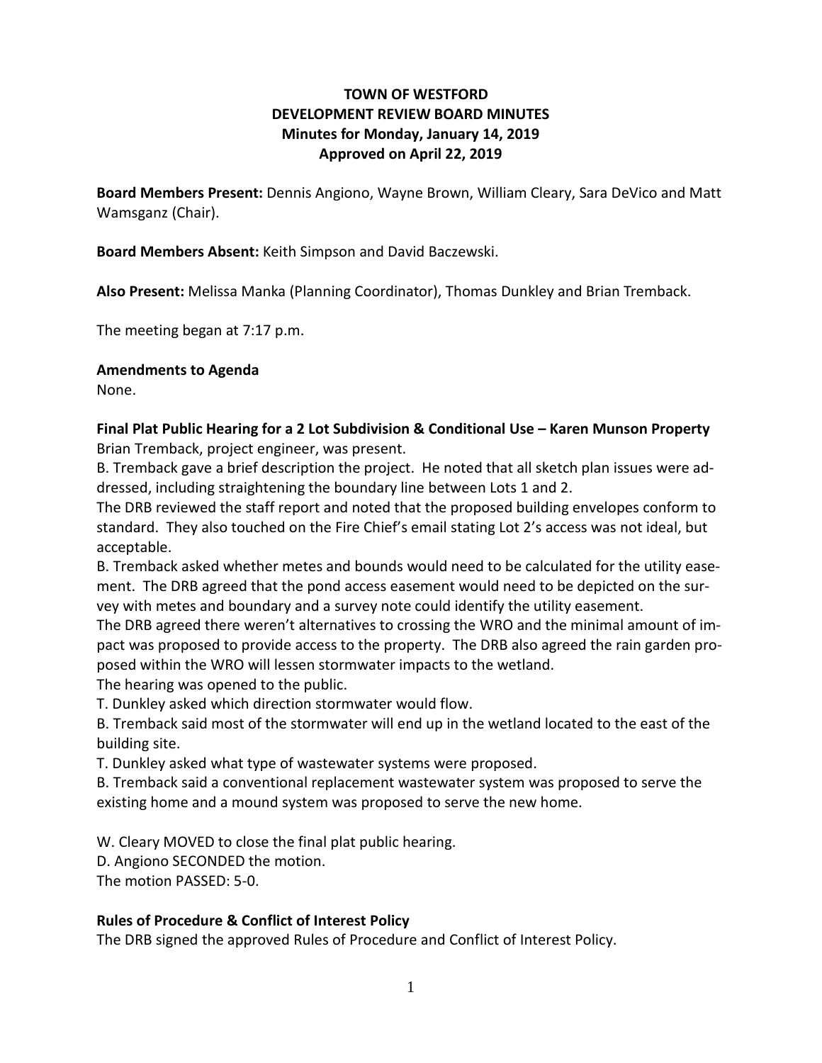# TOWN OF WESTFORD
## DEVELOPMENT REVIEW BOARD MINUTES
### Minutes for Monday, January 14, 2019
### Approved on April 22, 2019

**Board Members Present:** Dennis Angiono, Wayne Brown, William Cleary, Sara DeVico and Matt Wamsganz (Chair).

**Board Members Absent:** Keith Simpson and David Baczewski.

**Also Present:** Melissa Manka (Planning Coordinator), Thomas Dunkley and Brian Tremback.

The meeting began at 7:17 p.m.

**Amendments to Agenda**

None.

**Final Plat Public Hearing for a 2 Lot Subdivision & Conditional Use – Karen Munson Property**

Brian Tremback, project engineer, was present.

B. Tremback gave a brief description the project. He noted that all sketch plan issues were addressed, including straightening the boundary line between Lots 1 and 2.

The DRB reviewed the staff report and noted that the proposed building envelopes conform to standard. They also touched on the Fire Chief's email stating Lot 2's access was not ideal, but acceptable.

B. Tremback asked whether metes and bounds would need to be calculated for the utility easement. The DRB agreed that the pond access easement would need to be depicted on the survey with metes and boundary and a survey note could identify the utility easement.

The DRB agreed there weren't alternatives to crossing the WRO and the minimal amount of impact was proposed to provide access to the property. The DRB also agreed the rain garden proposed within the WRO will lessen stormwater impacts to the wetland.

The hearing was opened to the public.

T. Dunkley asked which direction stormwater would flow.

B. Tremback said most of the stormwater will end up in the wetland located to the east of the building site.

T. Dunkley asked what type of wastewater systems were proposed.

B. Tremback said a conventional replacement wastewater system was proposed to serve the existing home and a mound system was proposed to serve the new home.

W. Cleary MOVED to close the final plat public hearing.

D. Angiono SECONDED the motion.

The motion PASSED: 5-0.

**Rules of Procedure & Conflict of Interest Policy**

The DRB signed the approved Rules of Procedure and Conflict of Interest Policy.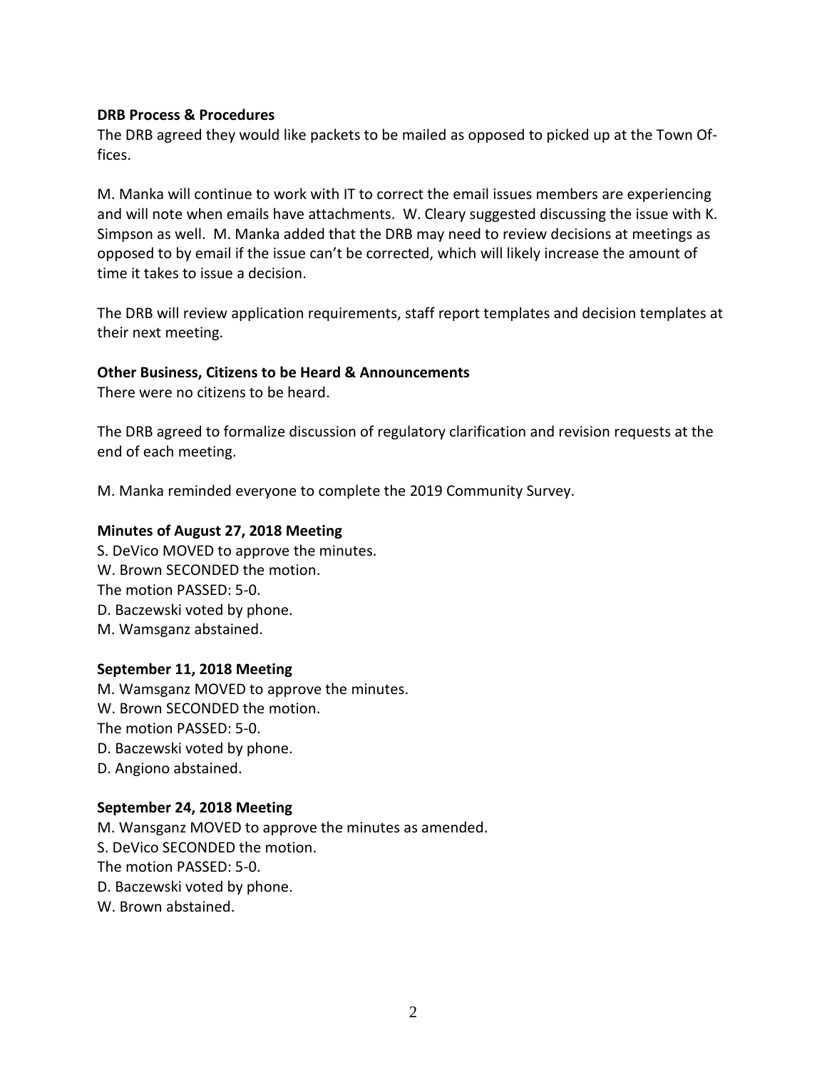**DRB Process & Procedures**

The DRB agreed they would like packets to be mailed as opposed to picked up at the Town Offices.

M. Manka will continue to work with IT to correct the email issues members are experiencing and will note when emails have attachments. W. Cleary suggested discussing the issue with K. Simpson as well. M. Manka added that the DRB may need to review decisions at meetings as opposed to by email if the issue can't be corrected, which will likely increase the amount of time it takes to issue a decision.

The DRB will review application requirements, staff report templates and decision templates at their next meeting.

**Other Business, Citizens to be Heard & Announcements**

There were no citizens to be heard.

The DRB agreed to formalize discussion of regulatory clarification and revision requests at the end of each meeting.

M. Manka reminded everyone to complete the 2019 Community Survey.

**Minutes of August 27, 2018 Meeting**

S. DeVico MOVED to approve the minutes.
W. Brown SECONDED the motion.
The motion PASSED: 5-0.
D. Baczewski voted by phone.
M. Wamsganz abstained.

**September 11, 2018 Meeting**

M. Wamsganz MOVED to approve the minutes.
W. Brown SECONDED the motion.
The motion PASSED: 5-0.
D. Baczewski voted by phone.
D. Angiono abstained.

**September 24, 2018 Meeting**

M. Wansganz MOVED to approve the minutes as amended.
S. DeVico SECONDED the motion.
The motion PASSED: 5-0.
D. Baczewski voted by phone.
W. Brown abstained.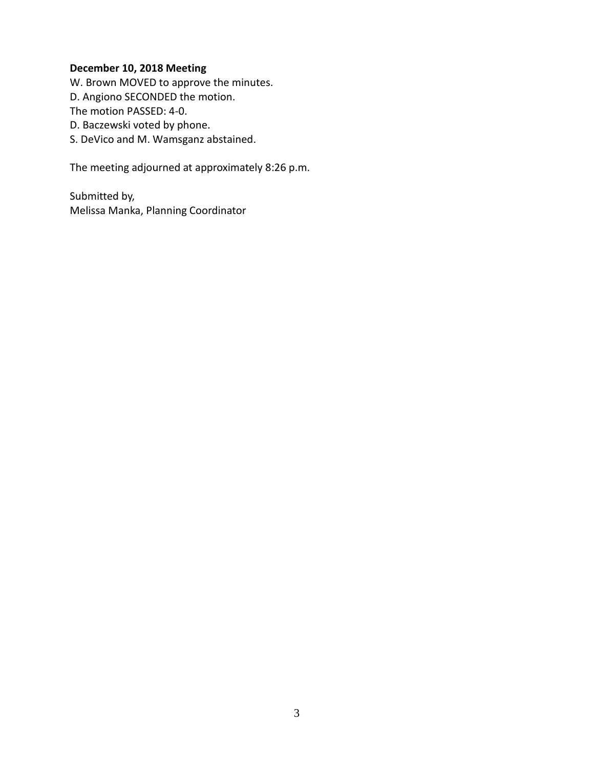**December 10, 2018 Meeting**

W. Brown MOVED to approve the minutes.
D. Angiono SECONDED the motion.
The motion PASSED: 4-0.
D. Baczewski voted by phone.
S. DeVico and M. Wamsganz abstained.

The meeting adjourned at approximately 8:26 p.m.

Submitted by,
Melissa Manka, Planning Coordinator